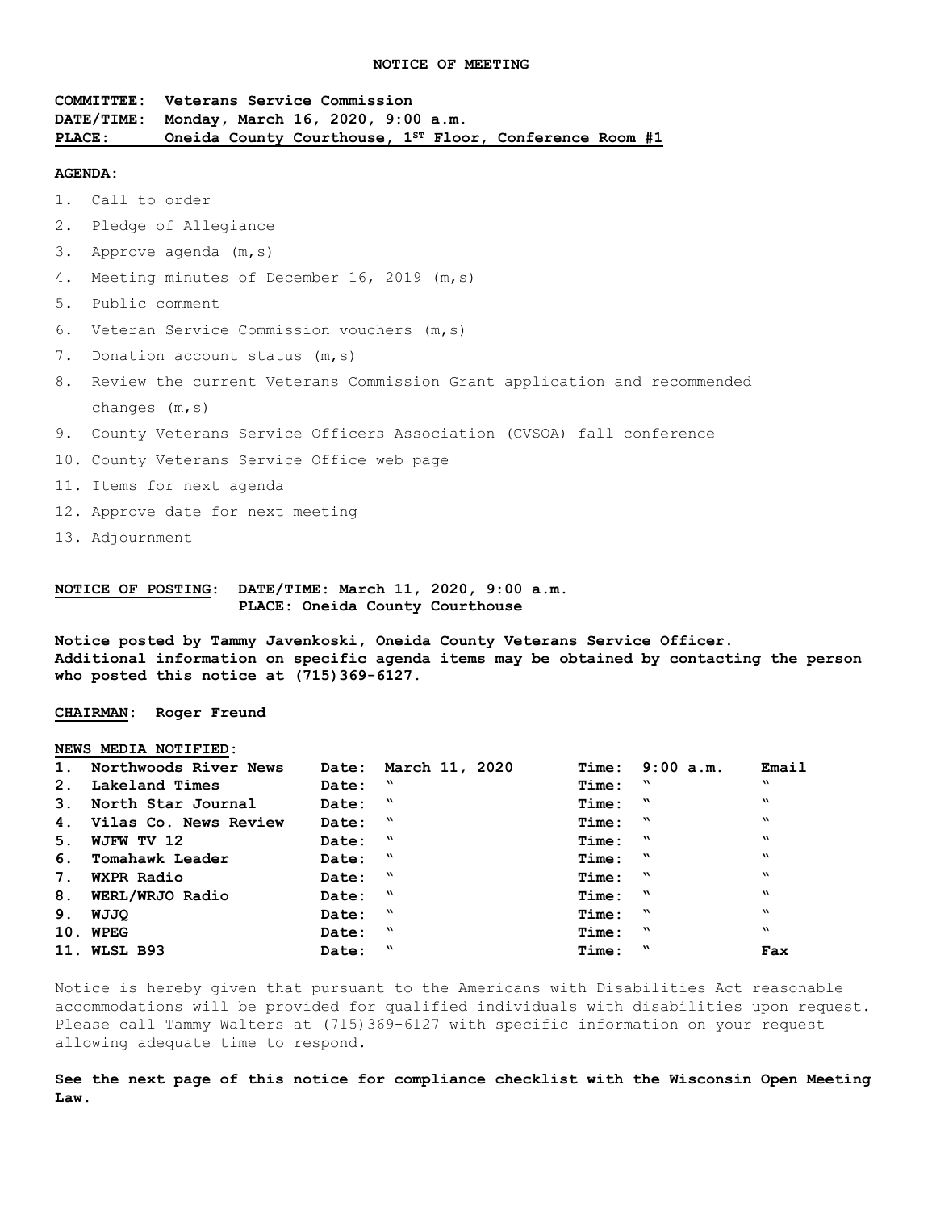# NOTICE OF MEETING

**COMMITTEE: Veterans Service Commission**
**DATE/TIME: Monday, March 16, 2020, 9:00 a.m.**
**PLACE: Oneida County Courthouse, 1ST Floor, Conference Room #1**

**AGENDA:**

1. Call to order
2. Pledge of Allegiance
3. Approve agenda (m,s)
4. Meeting minutes of December 16, 2019 (m,s)
5. Public comment
6. Veteran Service Commission vouchers (m,s)
7. Donation account status (m,s)
8. Review the current Veterans Commission Grant application and recommended changes (m,s)
9. County Veterans Service Officers Association (CVSOA) fall conference
10. County Veterans Service Office web page
11. Items for next agenda
12. Approve date for next meeting
13. Adjournment

**NOTICE OF POSTING: DATE/TIME: March 11, 2020, 9:00 a.m.**
**PLACE: Oneida County Courthouse**

**Notice posted by Tammy Javenkoski, Oneida County Veterans Service Officer. Additional information on specific agenda items may be obtained by contacting the person who posted this notice at (715)369-6127.**

**CHAIRMAN: Roger Freund**

**NEWS MEDIA NOTIFIED:**

| | | | | |
|---|---|---|---|---|
| 1. Northwoods River News | Date: March 11, 2020 | Time: 9:00 a.m. | Email |
| 2. Lakeland Times | Date: " | Time: " | " |
| 3. North Star Journal | Date: " | Time: " | " |
| 4. Vilas Co. News Review | Date: " | Time: " | " |
| 5. WJFW TV 12 | Date: " | Time: " | " |
| 6. Tomahawk Leader | Date: " | Time: " | " |
| 7. WXPR Radio | Date: " | Time: " | " |
| 8. WERL/WRJO Radio | Date: " | Time: " | " |
| 9. WJJQ | Date: " | Time: " | " |
| 10. WPEG | Date: " | Time: " | " |
| 11. WLSL B93 | Date: " | Time: " | Fax |

Notice is hereby given that pursuant to the Americans with Disabilities Act reasonable accommodations will be provided for qualified individuals with disabilities upon request. Please call Tammy Walters at (715)369-6127 with specific information on your request allowing adequate time to respond.

**See the next page of this notice for compliance checklist with the Wisconsin Open Meeting Law.**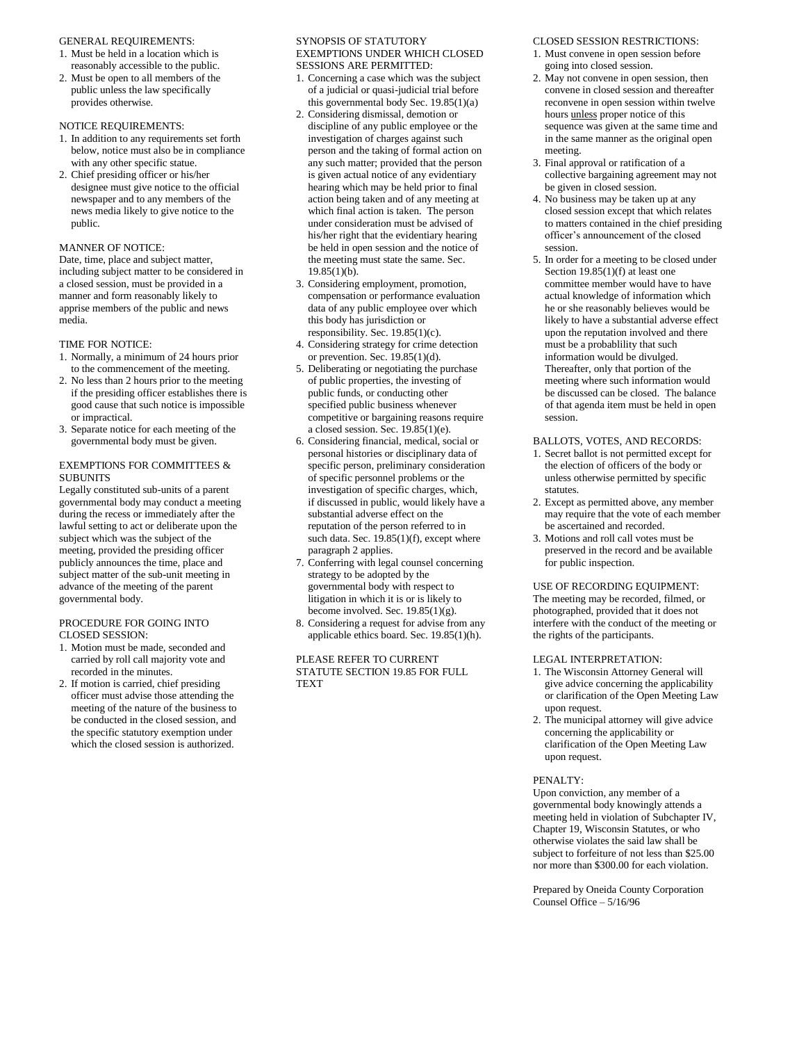GENERAL REQUIREMENTS:

1. Must be held in a location which is reasonably accessible to the public.
2. Must be open to all members of the public unless the law specifically provides otherwise.

NOTICE REQUIREMENTS:

1. In addition to any requirements set forth below, notice must also be in compliance with any other specific statue.
2. Chief presiding officer or his/her designee must give notice to the official newspaper and to any members of the news media likely to give notice to the public.

MANNER OF NOTICE:

Date, time, place and subject matter, including subject matter to be considered in a closed session, must be provided in a manner and form reasonably likely to apprise members of the public and news media.

TIME FOR NOTICE:

1. Normally, a minimum of 24 hours prior to the commencement of the meeting.
2. No less than 2 hours prior to the meeting if the presiding officer establishes there is good cause that such notice is impossible or impractical.
3. Separate notice for each meeting of the governmental body must be given.

EXEMPTIONS FOR COMMITTEES & SUBUNITS

Legally constituted sub-units of a parent governmental body may conduct a meeting during the recess or immediately after the lawful setting to act or deliberate upon the subject which was the subject of the meeting, provided the presiding officer publicly announces the time, place and subject matter of the sub-unit meeting in advance of the meeting of the parent governmental body.

PROCEDURE FOR GOING INTO CLOSED SESSION:

1. Motion must be made, seconded and carried by roll call majority vote and recorded in the minutes.
2. If motion is carried, chief presiding officer must advise those attending the meeting of the nature of the business to be conducted in the closed session, and the specific statutory exemption under which the closed session is authorized.

SYNOPSIS OF STATUTORY EXEMPTIONS UNDER WHICH CLOSED SESSIONS ARE PERMITTED:

1. Concerning a case which was the subject of a judicial or quasi-judicial trial before this governmental body Sec. 19.85(1)(a)
2. Considering dismissal, demotion or discipline of any public employee or the investigation of charges against such person and the taking of formal action on any such matter; provided that the person is given actual notice of any evidentiary hearing which may be held prior to final action being taken and of any meeting at which final action is taken. The person under consideration must be advised of his/her right that the evidentiary hearing be held in open session and the notice of the meeting must state the same. Sec. 19.85(1)(b).
3. Considering employment, promotion, compensation or performance evaluation data of any public employee over which this body has jurisdiction or responsibility. Sec. 19.85(1)(c).
4. Considering strategy for crime detection or prevention. Sec. 19.85(1)(d).
5. Deliberating or negotiating the purchase of public properties, the investing of public funds, or conducting other specified public business whenever competitive or bargaining reasons require a closed session. Sec. 19.85(1)(e).
6. Considering financial, medical, social or personal histories or disciplinary data of specific person, preliminary consideration of specific personnel problems or the investigation of specific charges, which, if discussed in public, would likely have a substantial adverse effect on the reputation of the person referred to in such data. Sec. 19.85(1)(f), except where paragraph 2 applies.
7. Conferring with legal counsel concerning strategy to be adopted by the governmental body with respect to litigation in which it is or is likely to become involved. Sec. 19.85(1)(g).
8. Considering a request for advise from any applicable ethics board. Sec. 19.85(1)(h).

PLEASE REFER TO CURRENT STATUTE SECTION 19.85 FOR FULL TEXT

CLOSED SESSION RESTRICTIONS:

1. Must convene in open session before going into closed session.
2. May not convene in open session, then convene in closed session and thereafter reconvene in open session within twelve hours unless proper notice of this sequence was given at the same time and in the same manner as the original open meeting.
3. Final approval or ratification of a collective bargaining agreement may not be given in closed session.
4. No business may be taken up at any closed session except that which relates to matters contained in the chief presiding officer's announcement of the closed session.
5. In order for a meeting to be closed under Section 19.85(1)(f) at least one committee member would have to have actual knowledge of information which he or she reasonably believes would be likely to have a substantial adverse effect upon the reputation involved and there must be a probablility that such information would be divulged. Thereafter, only that portion of the meeting where such information would be discussed can be closed. The balance of that agenda item must be held in open session.

BALLOTS, VOTES, AND RECORDS:

1. Secret ballot is not permitted except for the election of officers of the body or unless otherwise permitted by specific statutes.
2. Except as permitted above, any member may require that the vote of each member be ascertained and recorded.
3. Motions and roll call votes must be preserved in the record and be available for public inspection.

USE OF RECORDING EQUIPMENT:

The meeting may be recorded, filmed, or photographed, provided that it does not interfere with the conduct of the meeting or the rights of the participants.

LEGAL INTERPRETATION:

1. The Wisconsin Attorney General will give advice concerning the applicability or clarification of the Open Meeting Law upon request.
2. The municipal attorney will give advice concerning the applicability or clarification of the Open Meeting Law upon request.

PENALTY:

Upon conviction, any member of a governmental body knowingly attends a meeting held in violation of Subchapter IV, Chapter 19, Wisconsin Statutes, or who otherwise violates the said law shall be subject to forfeiture of not less than $25.00 nor more than $300.00 for each violation.

Prepared by Oneida County Corporation Counsel Office – 5/16/96